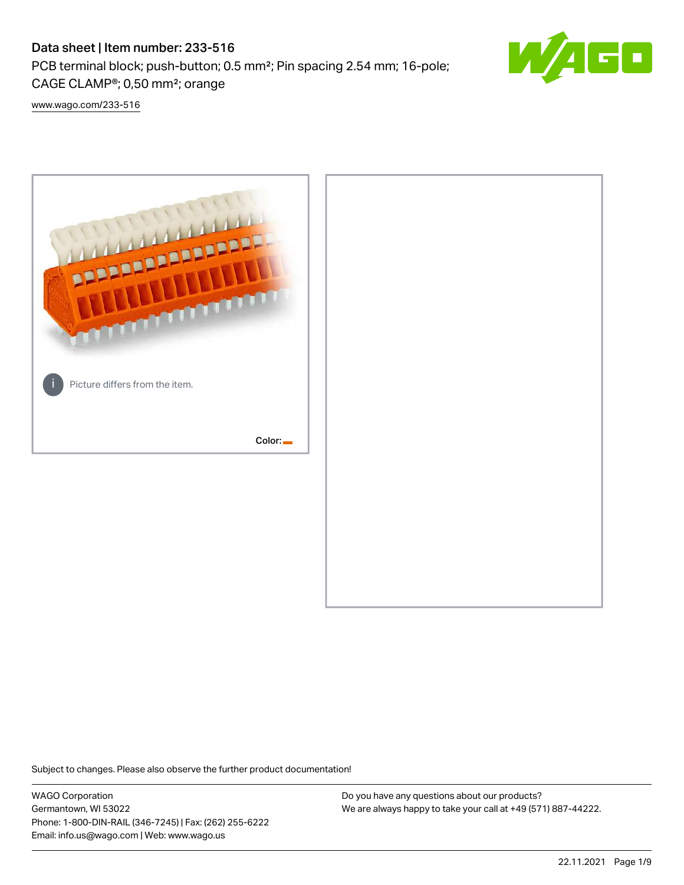# Data sheet | Item number: 233-516

PCB terminal block; push-button; 0.5 mm²; Pin spacing 2.54 mm; 16-pole; CAGE CLAMP®; 0,50 mm²; orange

www.wago.com/233-516

Picture differs from the item.

Color:

Subject to changes. Please also observe the further product documentation!

WAGO Corporation
Germantown, WI 53022
Phone: 1-800-DIN-RAIL (346-7245) | Fax: (262) 255-6222
Email: info.us@wago.com | Web: www.wago.us

Do you have any questions about our products?
We are always happy to take your call at +49 (571) 887-44222.

22.11.2021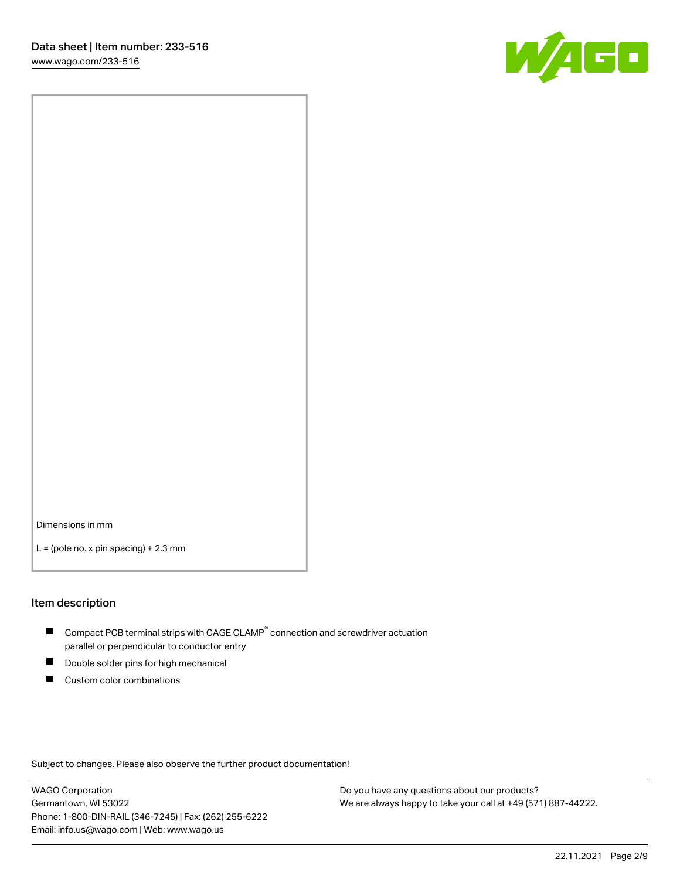Dimensions in mm

L = (pole no. x pin spacing) + 2.3 mm

## Item description

- Compact PCB terminal strips with CAGE CLAMP® connection and screwdriver actuation parallel or perpendicular to conductor entry
- Double solder pins for high mechanical
- Custom color combinations

Subject to changes. Please also observe the further product documentation!

WAGO Corporation
Germantown, WI 53022
Phone: 1-800-DIN-RAIL (346-7245) | Fax: (262) 255-6222
Email: info.us@wago.com | Web: www.wago.us

Do you have any questions about our products?
We are always happy to take your call at +49 (571) 887-44222.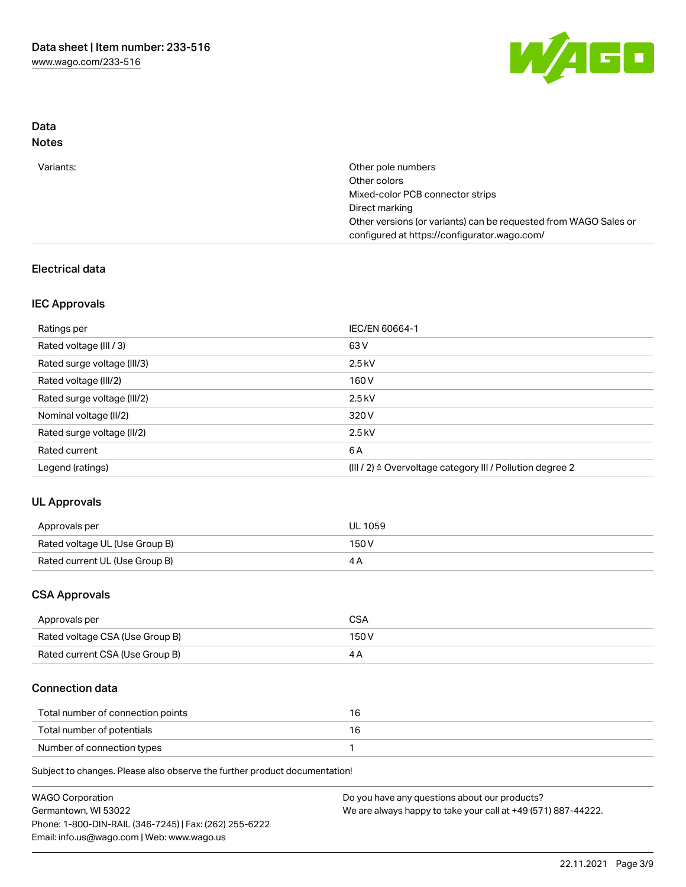## Data
### Notes

| | |
|---|---|
| Variants: | Other pole numbers<br>Other colors<br>Mixed-color PCB connector strips<br>Direct marking<br>Other versions (or variants) can be requested from WAGO Sales or configured at https://configurator.wago.com/ |

## Electrical data

### IEC Approvals

| | |
|---|---|
| Ratings per | IEC/EN 60664-1 |
| Rated voltage (III / 3) | 63 V |
| Rated surge voltage (III/3) | 2.5 kV |
| Rated voltage (III/2) | 160 V |
| Rated surge voltage (III/2) | 2.5 kV |
| Nominal voltage (II/2) | 320 V |
| Rated surge voltage (II/2) | 2.5 kV |
| Rated current | 6 A |
| Legend (ratings) | (III / 2) ≙ Overvoltage category III / Pollution degree 2 |

### UL Approvals

| | |
|---|---|
| Approvals per | UL 1059 |
| Rated voltage UL (Use Group B) | 150 V |
| Rated current UL (Use Group B) | 4 A |

### CSA Approvals

| | |
|---|---|
| Approvals per | CSA |
| Rated voltage CSA (Use Group B) | 150 V |
| Rated current CSA (Use Group B) | 4 A |

### Connection data

| | |
|---|---|
| Total number of connection points | 16 |
| Total number of potentials | 16 |
| Number of connection types | 1 |

Subject to changes. Please also observe the further product documentation!

WAGO Corporation
Germantown, WI 53022
Phone: 1-800-DIN-RAIL (346-7245) | Fax: (262) 255-6222
Email: info.us@wago.com | Web: www.wago.us

Do you have any questions about our products?
We are always happy to take your call at +49 (571) 887-44222.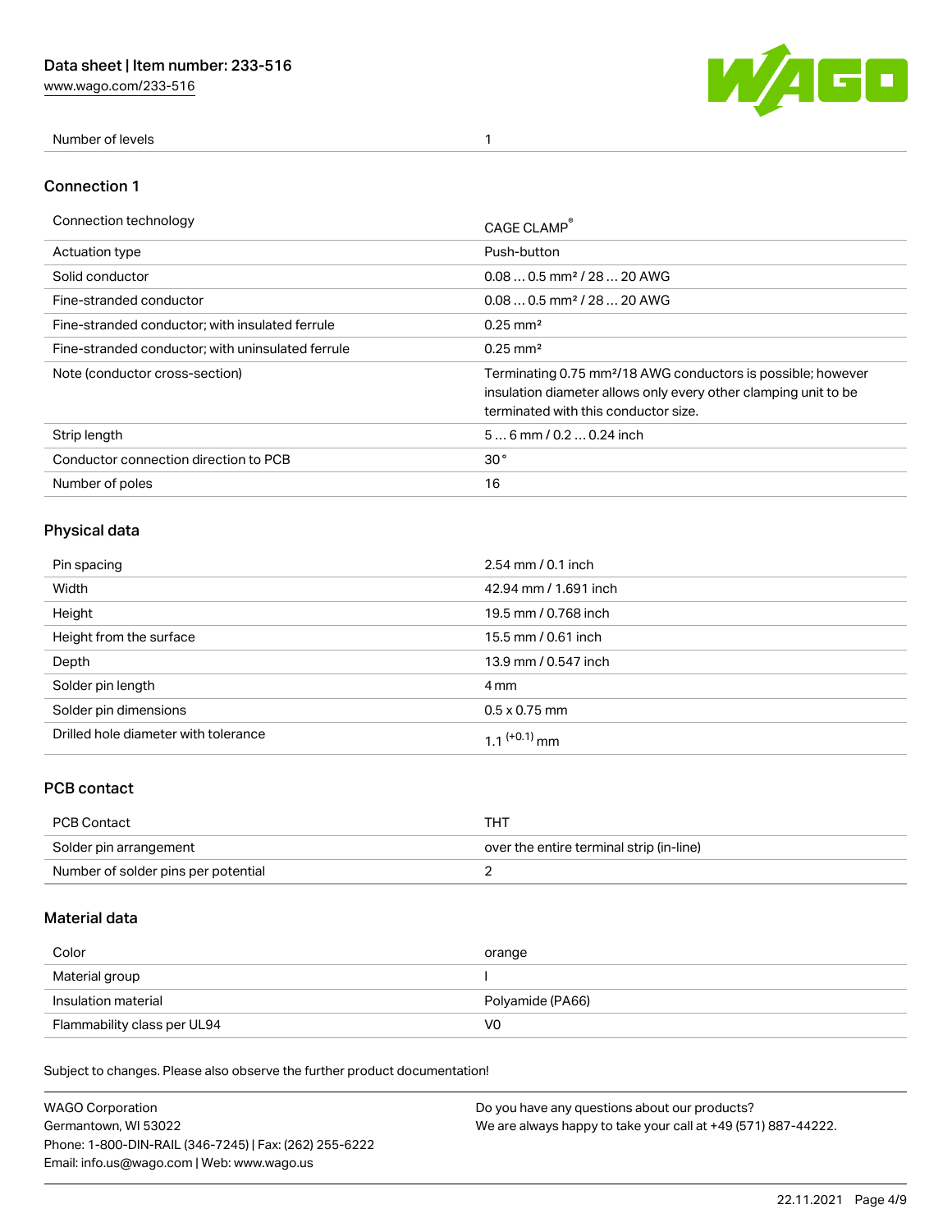| Number of levels | 1 |
| --- | --- |

## Connection 1

| Connection technology | CAGE CLAMP® |
| --- | --- |
| Actuation type | Push-button |
| Solid conductor | 0.08 … 0.5 mm² / 28 … 20 AWG |
| Fine-stranded conductor | 0.08 … 0.5 mm² / 28 … 20 AWG |
| Fine-stranded conductor; with insulated ferrule | 0.25 mm² |
| Fine-stranded conductor; with uninsulated ferrule | 0.25 mm² |
| Note (conductor cross-section) | Terminating 0.75 mm²/18 AWG conductors is possible; however insulation diameter allows only every other clamping unit to be terminated with this conductor size. |
| Strip length | 5 … 6 mm / 0.2 … 0.24 inch |
| Conductor connection direction to PCB | 30° |
| Number of poles | 16 |

## Physical data

| Pin spacing | 2.54 mm / 0.1 inch |
| --- | --- |
| Width | 42.94 mm / 1.691 inch |
| Height | 19.5 mm / 0.768 inch |
| Height from the surface | 15.5 mm / 0.61 inch |
| Depth | 13.9 mm / 0.547 inch |
| Solder pin length | 4 mm |
| Solder pin dimensions | 0.5 x 0.75 mm |
| Drilled hole diameter with tolerance | $1.1^{(+0.1)}$ mm |

## PCB contact

| PCB Contact | THT |
| --- | --- |
| Solder pin arrangement | over the entire terminal strip (in-line) |
| Number of solder pins per potential | 2 |

## Material data

| Color | orange |
| --- | --- |
| Material group | I |
| Insulation material | Polyamide (PA66) |
| Flammability class per UL94 | V0 |

Subject to changes. Please also observe the further product documentation!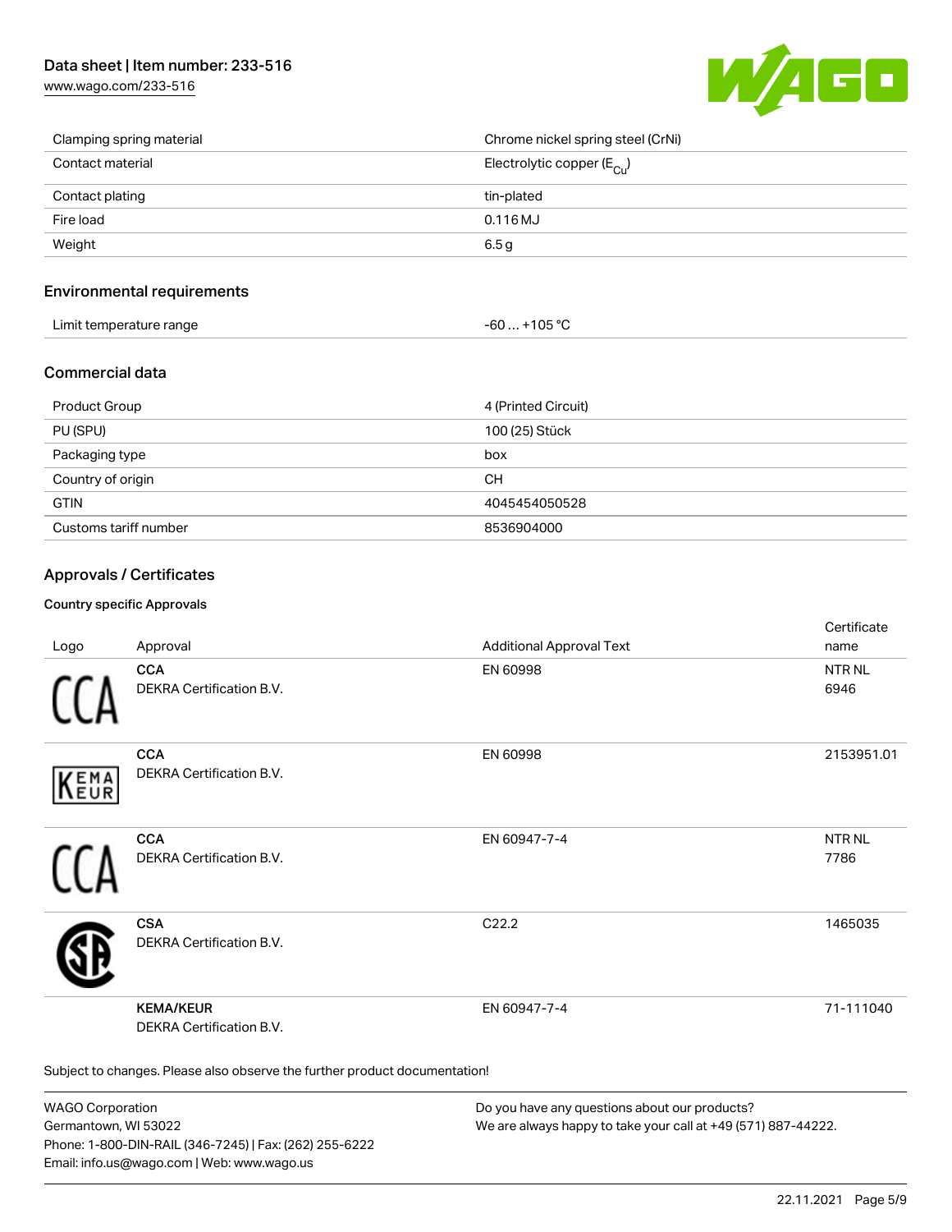| | |
|---|---|
| Clamping spring material | Chrome nickel spring steel (CrNi) |
| Contact material | Electrolytic copper ($E_{Cu}$) |
| Contact plating | tin-plated |
| Fire load | 0.116 MJ |
| Weight | 6.5 g |

## Environmental requirements

| | |
|---|---|
| Limit temperature range | -60 … +105 °C |

## Commercial data

| | |
|---|---|
| Product Group | 4 (Printed Circuit) |
| PU (SPU) | 100 (25) Stück |
| Packaging type | box |
| Country of origin | CH |
| GTIN | 4045454050528 |
| Customs tariff number | 8536904000 |

## Approvals / Certificates

### Country specific Approvals

| Logo | Approval | Additional Approval Text | Certificate name |
|---|---|---|---|
| | **CCA** DEKRA Certification B.V. | EN 60998 | NTR NL 6946 |
| | **CCA** DEKRA Certification B.V. | EN 60998 | 2153951.01 |
| | **CCA** DEKRA Certification B.V. | EN 60947-7-4 | NTR NL 7786 |
| | **CSA** DEKRA Certification B.V. | C22.2 | 1465035 |
| | **KEMA/KEUR** DEKRA Certification B.V. | EN 60947-7-4 | 71-111040 |

Subject to changes. Please also observe the further product documentation!

WAGO Corporation
Germantown, WI 53022
Phone: 1-800-DIN-RAIL (346-7245) | Fax: (262) 255-6222
Email: info.us@wago.com | Web: www.wago.us

Do you have any questions about our products?
We are always happy to take your call at +49 (571) 887-44222.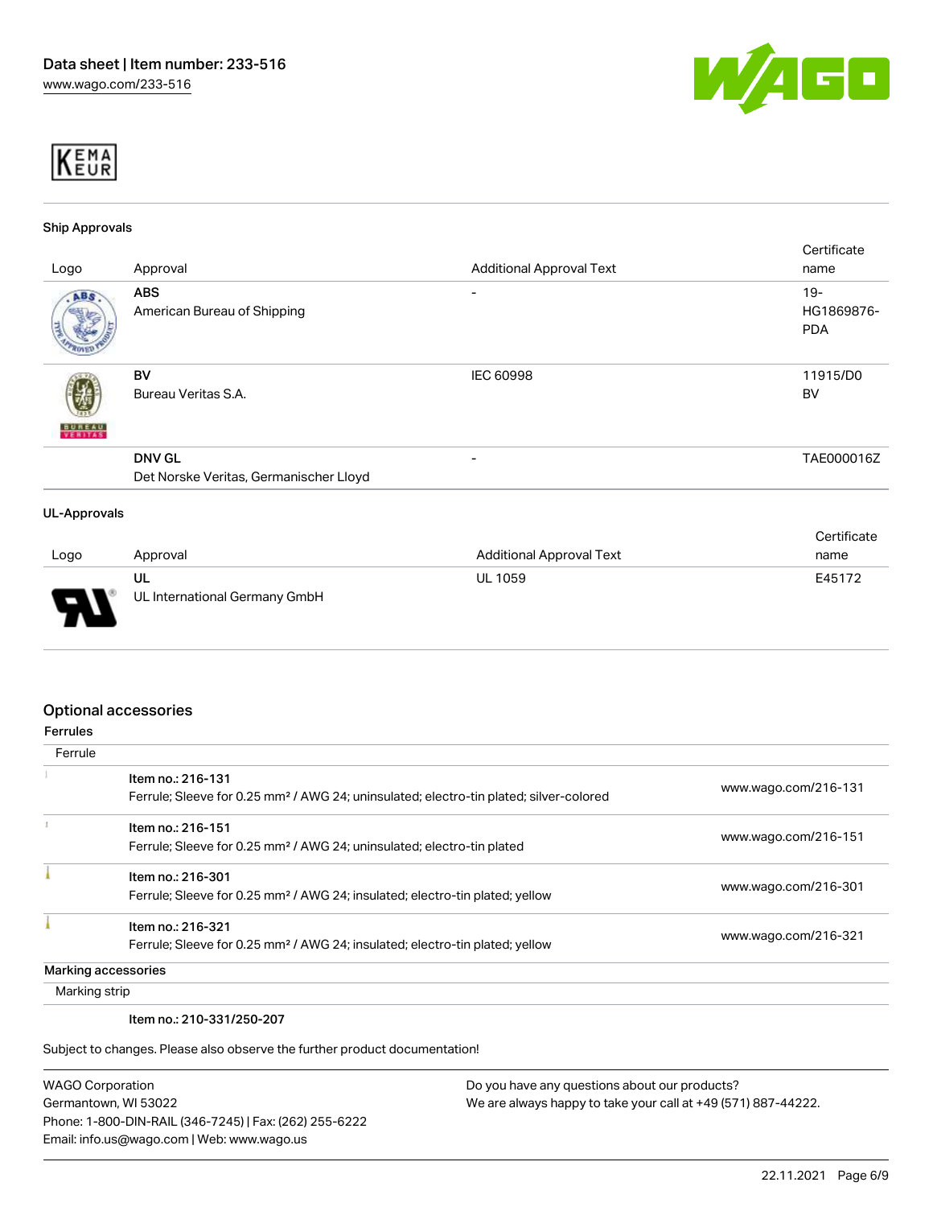KEMA EUR

### Ship Approvals

| Logo | Approval | Additional Approval Text | Certificate name |
|---|---|---|---|
| | **ABS** American Bureau of Shipping | - | 19-HG1869876-PDA |
| | **BV** Bureau Veritas S.A. | IEC 60998 | 11915/D0 BV |
| | **DNV GL** Det Norske Veritas, Germanischer Lloyd | - | TAE000016Z |

### UL-Approvals

| Logo | Approval | Additional Approval Text | Certificate name |
|---|---|---|---|
| | **UL** UL International Germany GmbH | UL 1059 | E45172 |

## Optional accessories

### Ferrules

| Ferrule | | |
|---|---|---|
| | **Item no.: 216-131** Ferrule; Sleeve for 0.25 mm² / AWG 24; uninsulated; electro-tin plated; silver-colored | www.wago.com/216-131 |
| | **Item no.: 216-151** Ferrule; Sleeve for 0.25 mm² / AWG 24; uninsulated; electro-tin plated | www.wago.com/216-151 |
| | **Item no.: 216-301** Ferrule; Sleeve for 0.25 mm² / AWG 24; insulated; electro-tin plated; yellow | www.wago.com/216-301 |
| | **Item no.: 216-321** Ferrule; Sleeve for 0.25 mm² / AWG 24; insulated; electro-tin plated; yellow | www.wago.com/216-321 |

### Marking accessories

| Marking strip | | |
|---|---|---|
| | **Item no.: 210-331/250-207** | |

Subject to changes. Please also observe the further product documentation!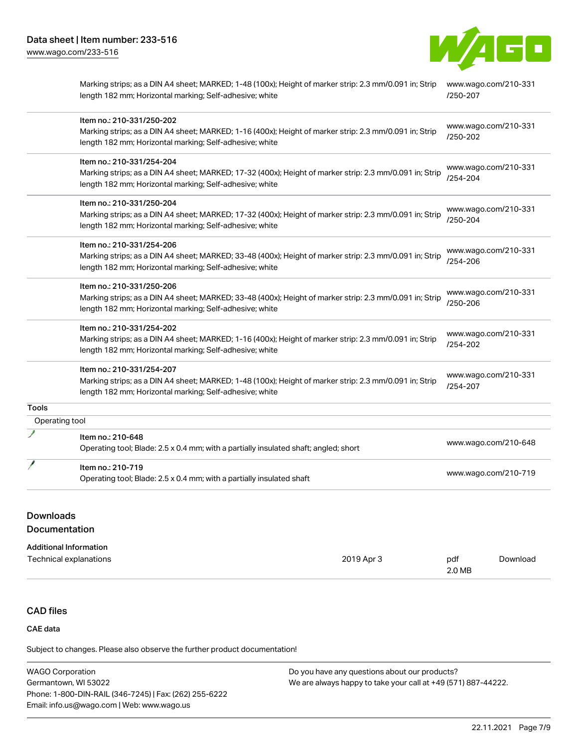| | | |
|---|---|---|
| | Marking strips; as a DIN A4 sheet; MARKED; 1-48 (100x); Height of marker strip: 2.3 mm/0.091 in; Strip length 182 mm; Horizontal marking; Self-adhesive; white | www.wago.com/210-331/250-207 |
| | Item no.: 210-331/250-202<br>Marking strips; as a DIN A4 sheet; MARKED; 1-16 (400x); Height of marker strip: 2.3 mm/0.091 in; Strip length 182 mm; Horizontal marking; Self-adhesive; white | www.wago.com/210-331/250-202 |
| | Item no.: 210-331/254-204<br>Marking strips; as a DIN A4 sheet; MARKED; 17-32 (400x); Height of marker strip: 2.3 mm/0.091 in; Strip length 182 mm; Horizontal marking; Self-adhesive; white | www.wago.com/210-331/254-204 |
| | Item no.: 210-331/250-204<br>Marking strips; as a DIN A4 sheet; MARKED; 17-32 (400x); Height of marker strip: 2.3 mm/0.091 in; Strip length 182 mm; Horizontal marking; Self-adhesive; white | www.wago.com/210-331/250-204 |
| | Item no.: 210-331/254-206<br>Marking strips; as a DIN A4 sheet; MARKED; 33-48 (400x); Height of marker strip: 2.3 mm/0.091 in; Strip length 182 mm; Horizontal marking; Self-adhesive; white | www.wago.com/210-331/254-206 |
| | Item no.: 210-331/250-206<br>Marking strips; as a DIN A4 sheet; MARKED; 33-48 (400x); Height of marker strip: 2.3 mm/0.091 in; Strip length 182 mm; Horizontal marking; Self-adhesive; white | www.wago.com/210-331/250-206 |
| | Item no.: 210-331/254-202<br>Marking strips; as a DIN A4 sheet; MARKED; 1-16 (400x); Height of marker strip: 2.3 mm/0.091 in; Strip length 182 mm; Horizontal marking; Self-adhesive; white | www.wago.com/210-331/254-202 |
| | Item no.: 210-331/254-207<br>Marking strips; as a DIN A4 sheet; MARKED; 1-48 (100x); Height of marker strip: 2.3 mm/0.091 in; Strip length 182 mm; Horizontal marking; Self-adhesive; white | www.wago.com/210-331/254-207 |

**Tools**

Operating tool

| | | |
|---|---|---|
| | Item no.: 210-648<br>Operating tool; Blade: 2.5 x 0.4 mm; with a partially insulated shaft; angled; short | www.wago.com/210-648 |
| | Item no.: 210-719<br>Operating tool; Blade: 2.5 x 0.4 mm; with a partially insulated shaft | www.wago.com/210-719 |

## Downloads

### Documentation

**Additional Information**

| | | | |
|---|---|---|---|
| Technical explanations | 2019 Apr 3 | pdf<br>2.0 MB | Download |

## CAD files

**CAE data**

Subject to changes. Please also observe the further product documentation!

WAGO Corporation
Germantown, WI 53022
Phone: 1-800-DIN-RAIL (346-7245) | Fax: (262) 255-6222
Email: info.us@wago.com | Web: www.wago.us

Do you have any questions about our products?
We are always happy to take your call at +49 (571) 887-44222.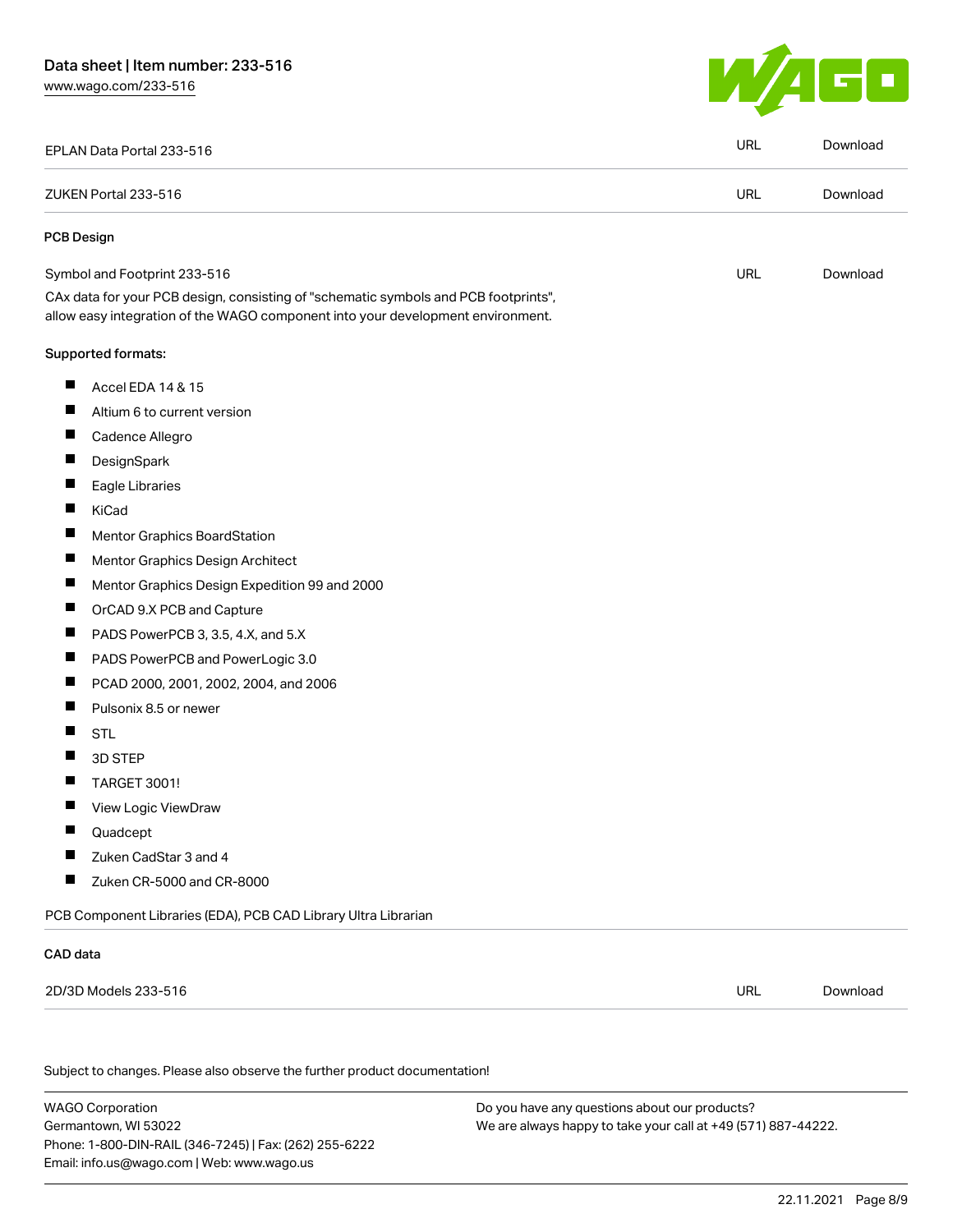| | | |
|---|---|---|
| EPLAN Data Portal 233-516 | URL | Download |
| ZUKEN Portal 233-516 | URL | Download |

### PCB Design

| | | |
|---|---|---|
| Symbol and Footprint 233-516 | URL | Download |

CAx data for your PCB design, consisting of "schematic symbols and PCB footprints", allow easy integration of the WAGO component into your development environment.

Supported formats:

- Accel EDA 14 & 15
- Altium 6 to current version
- Cadence Allegro
- DesignSpark
- Eagle Libraries
- KiCad
- Mentor Graphics BoardStation
- Mentor Graphics Design Architect
- Mentor Graphics Design Expedition 99 and 2000
- OrCAD 9.X PCB and Capture
- PADS PowerPCB 3, 3.5, 4.X, and 5.X
- PADS PowerPCB and PowerLogic 3.0
- PCAD 2000, 2001, 2002, 2004, and 2006
- Pulsonix 8.5 or newer
- STL
- 3D STEP
- TARGET 3001!
- View Logic ViewDraw
- Quadcept
- Zuken CadStar 3 and 4
- Zuken CR-5000 and CR-8000

PCB Component Libraries (EDA), PCB CAD Library Ultra Librarian

### CAD data

| | | |
|---|---|---|
| 2D/3D Models 233-516 | URL | Download |

Subject to changes. Please also observe the further product documentation!

WAGO Corporation
Germantown, WI 53022
Phone: 1-800-DIN-RAIL (346-7245) | Fax: (262) 255-6222
Email: info.us@wago.com | Web: www.wago.us

Do you have any questions about our products?
We are always happy to take your call at +49 (571) 887-44222.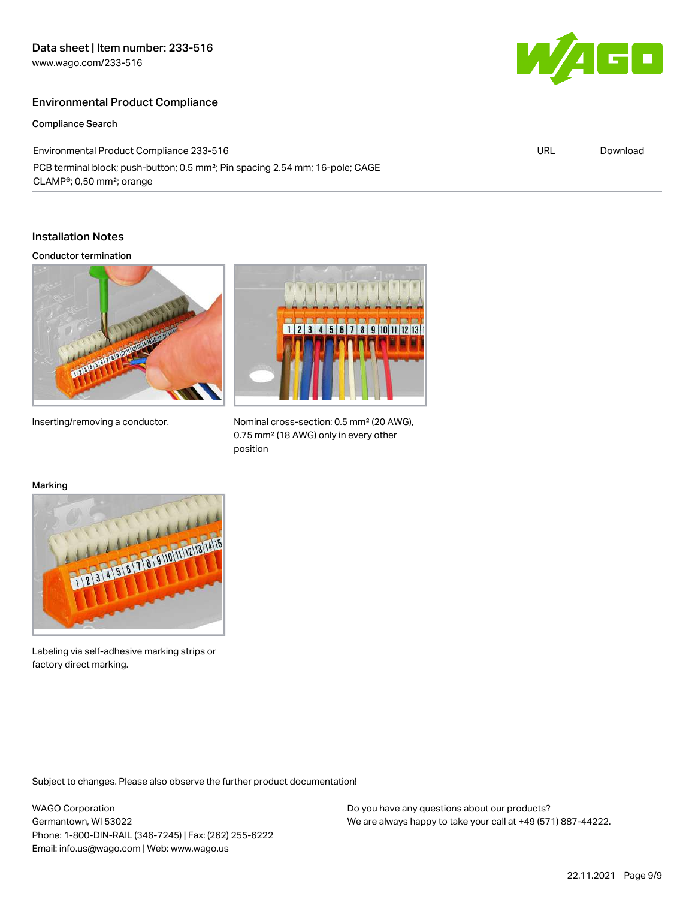## Environmental Product Compliance

### Compliance Search

| | | |
|---|---|---|
| Environmental Product Compliance 233-516<br>PCB terminal block; push-button; 0.5 mm²; Pin spacing 2.54 mm; 16-pole; CAGE CLAMP®; 0,50 mm²; orange | URL | Download |

## Installation Notes

### Conductor termination

Inserting/removing a conductor.

Nominal cross-section: 0.5 mm² (20 AWG), 0.75 mm² (18 AWG) only in every other position

### Marking

Labeling via self-adhesive marking strips or factory direct marking.

Subject to changes. Please also observe the further product documentation!

WAGO Corporation
Germantown, WI 53022
Phone: 1-800-DIN-RAIL (346-7245) | Fax: (262) 255-6222
Email: info.us@wago.com | Web: www.wago.us

Do you have any questions about our products?
We are always happy to take your call at +49 (571) 887-44222.